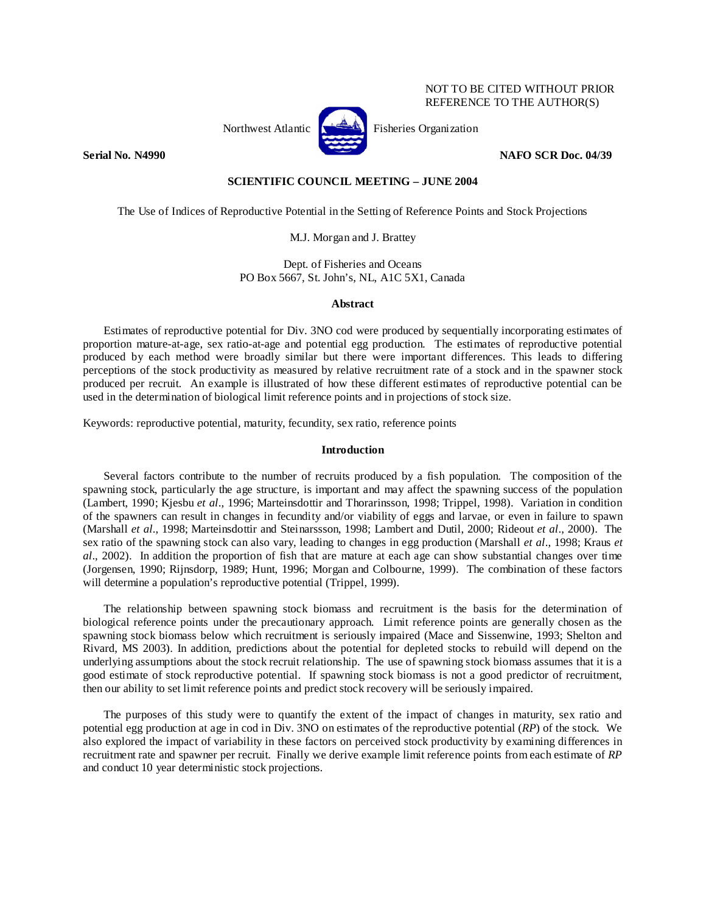NOT TO BE CITED WITHOUT PRIOR REFERENCE TO THE AUTHOR(S)

Northwest Atlantic Fisheries Organization

**Serial No. N4990** **NAFO SCR Doc. 04/39**

**SCIENTIFIC COUNCIL MEETING – JUNE 2004**

# The Use of Indices of Reproductive Potential in the Setting of Reference Points and Stock Projections

M.J. Morgan and J. Brattey

Dept. of Fisheries and Oceans
PO Box 5667, St. John's, NL, A1C 5X1, Canada

## Abstract

Estimates of reproductive potential for Div. 3NO cod were produced by sequentially incorporating estimates of proportion mature-at-age, sex ratio-at-age and potential egg production. The estimates of reproductive potential produced by each method were broadly similar but there were important differences. This leads to differing perceptions of the stock productivity as measured by relative recruitment rate of a stock and in the spawner stock produced per recruit. An example is illustrated of how these different estimates of reproductive potential can be used in the determination of biological limit reference points and in projections of stock size.

Keywords: reproductive potential, maturity, fecundity, sex ratio, reference points

## Introduction

Several factors contribute to the number of recruits produced by a fish population. The composition of the spawning stock, particularly the age structure, is important and may affect the spawning success of the population (Lambert, 1990; Kjesbu *et al*., 1996; Marteinsdottir and Thorarinsson, 1998; Trippel, 1998). Variation in condition of the spawners can result in changes in fecundity and/or viability of eggs and larvae, or even in failure to spawn (Marshall *et al*., 1998; Marteinsdottir and Steinarssson, 1998; Lambert and Dutil, 2000; Rideout *et al*., 2000). The sex ratio of the spawning stock can also vary, leading to changes in egg production (Marshall *et al*., 1998; Kraus *et al*., 2002). In addition the proportion of fish that are mature at each age can show substantial changes over time (Jorgensen, 1990; Rijnsdorp, 1989; Hunt, 1996; Morgan and Colbourne, 1999). The combination of these factors will determine a population's reproductive potential (Trippel, 1999).

The relationship between spawning stock biomass and recruitment is the basis for the determination of biological reference points under the precautionary approach. Limit reference points are generally chosen as the spawning stock biomass below which recruitment is seriously impaired (Mace and Sissenwine, 1993; Shelton and Rivard, MS 2003). In addition, predictions about the potential for depleted stocks to rebuild will depend on the underlying assumptions about the stock recruit relationship. The use of spawning stock biomass assumes that it is a good estimate of stock reproductive potential. If spawning stock biomass is not a good predictor of recruitment, then our ability to set limit reference points and predict stock recovery will be seriously impaired.

The purposes of this study were to quantify the extent of the impact of changes in maturity, sex ratio and potential egg production at age in cod in Div. 3NO on estimates of the reproductive potential (*RP*) of the stock. We also explored the impact of variability in these factors on perceived stock productivity by examining differences in recruitment rate and spawner per recruit. Finally we derive example limit reference points from each estimate of *RP* and conduct 10 year deterministic stock projections.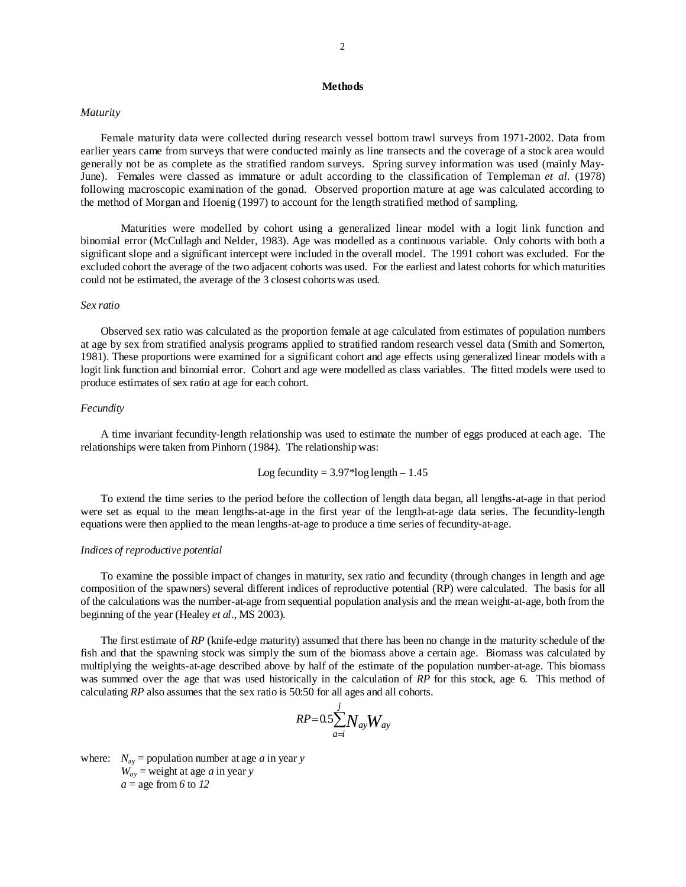## Methods

### *Maturity*

Female maturity data were collected during research vessel bottom trawl surveys from 1971-2002. Data from earlier years came from surveys that were conducted mainly as line transects and the coverage of a stock area would generally not be as complete as the stratified random surveys. Spring survey information was used (mainly May-June). Females were classed as immature or adult according to the classification of Templeman *et al.* (1978) following macroscopic examination of the gonad. Observed proportion mature at age was calculated according to the method of Morgan and Hoenig (1997) to account for the length stratified method of sampling.

Maturities were modelled by cohort using a generalized linear model with a logit link function and binomial error (McCullagh and Nelder, 1983). Age was modelled as a continuous variable. Only cohorts with both a significant slope and a significant intercept were included in the overall model. The 1991 cohort was excluded. For the excluded cohort the average of the two adjacent cohorts was used. For the earliest and latest cohorts for which maturities could not be estimated, the average of the 3 closest cohorts was used.

### *Sex ratio*

Observed sex ratio was calculated as the proportion female at age calculated from estimates of population numbers at age by sex from stratified analysis programs applied to stratified random research vessel data (Smith and Somerton, 1981). These proportions were examined for a significant cohort and age effects using generalized linear models with a logit link function and binomial error. Cohort and age were modelled as class variables. The fitted models were used to produce estimates of sex ratio at age for each cohort.

### *Fecundity*

A time invariant fecundity-length relationship was used to estimate the number of eggs produced at each age. The relationships were taken from Pinhorn (1984). The relationship was:

$$\text{Log fecundity} = 3.97 * \log \text{length} - 1.45$$

To extend the time series to the period before the collection of length data began, all lengths-at-age in that period were set as equal to the mean lengths-at-age in the first year of the length-at-age data series. The fecundity-length equations were then applied to the mean lengths-at-age to produce a time series of fecundity-at-age.

### *Indices of reproductive potential*

To examine the possible impact of changes in maturity, sex ratio and fecundity (through changes in length and age composition of the spawners) several different indices of reproductive potential (RP) were calculated. The basis for all of the calculations was the number-at-age from sequential population analysis and the mean weight-at-age, both from the beginning of the year (Healey *et al*., MS 2003).

The first estimate of *RP* (knife-edge maturity) assumed that there has been no change in the maturity schedule of the fish and that the spawning stock was simply the sum of the biomass above a certain age. Biomass was calculated by multiplying the weights-at-age described above by half of the estimate of the population number-at-age. This biomass was summed over the age that was used historically in the calculation of *RP* for this stock, age 6. This method of calculating *RP* also assumes that the sex ratio is 50:50 for all ages and all cohorts.

$$RP = 0.5 \sum_{a=i}^{j} N_{ay} W_{ay}$$

where: $N_{ay}$ = population number at age $a$ in year $y$
$W_{ay}$ = weight at age $a$ in year $y$
$a$ = age from $6$ to $12$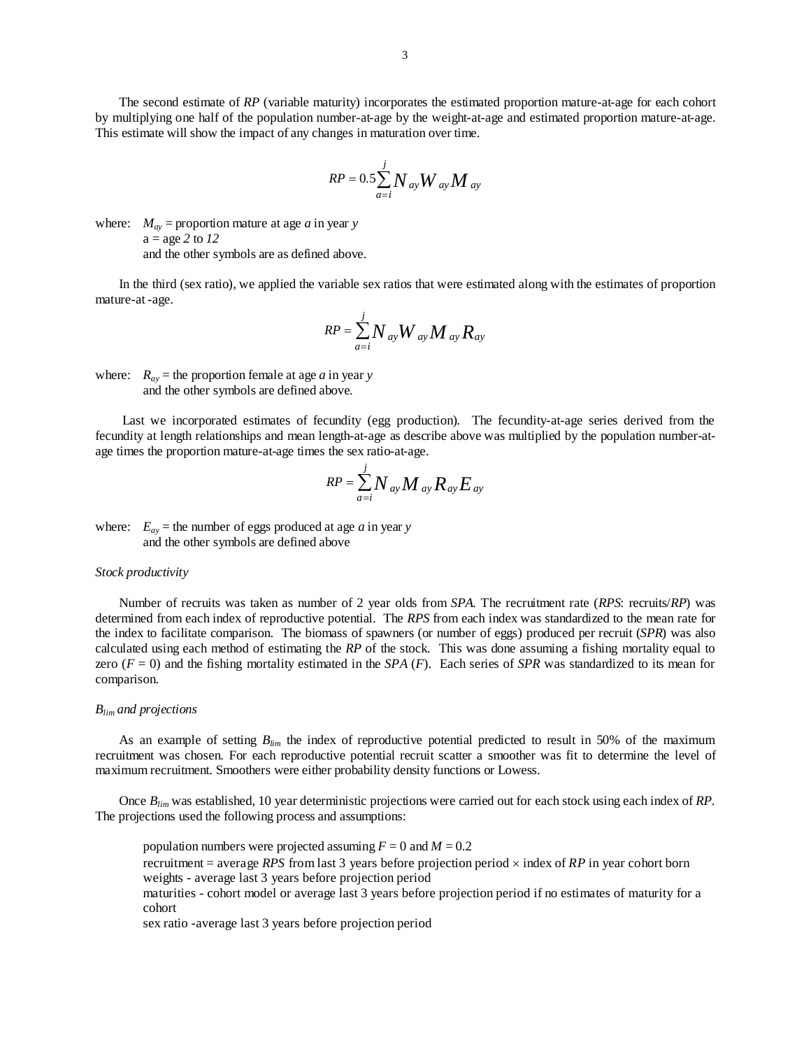The second estimate of *RP* (variable maturity) incorporates the estimated proportion mature-at-age for each cohort by multiplying one half of the population number-at-age by the weight-at-age and estimated proportion mature-at-age. This estimate will show the impact of any changes in maturation over time.

$$RP = 0.5\sum_{a=i}^{j} N_{ay} W_{ay} M_{ay}$$

where: $M_{ay}$ = proportion mature at age *a* in year *y*
a = age *2* to *12*
and the other symbols are as defined above.

In the third (sex ratio), we applied the variable sex ratios that were estimated along with the estimates of proportion mature-at -age.

$$RP = \sum_{a=i}^{j} N_{ay} W_{ay} M_{ay} R_{ay}$$

where: $R_{ay}$ = the proportion female at age *a* in year *y*
and the other symbols are defined above.

Last we incorporated estimates of fecundity (egg production). The fecundity-at-age series derived from the fecundity at length relationships and mean length-at-age as describe above was multiplied by the population number-at-age times the proportion mature-at-age times the sex ratio-at-age.

$$RP = \sum_{a=i}^{j} N_{ay} M_{ay} R_{ay} E_{ay}$$

where: $E_{ay}$ = the number of eggs produced at age *a* in year *y*
and the other symbols are defined above

*Stock productivity*

Number of recruits was taken as number of 2 year olds from *SPA.* The recruitment rate (*RPS*: recruits/*RP*) was determined from each index of reproductive potential. The *RPS* from each index was standardized to the mean rate for the index to facilitate comparison. The biomass of spawners (or number of eggs) produced per recruit (*SPR*) was also calculated using each method of estimating the *RP* of the stock. This was done assuming a fishing mortality equal to zero ($F = 0$) and the fishing mortality estimated in the *SPA* (*F*). Each series of *SPR* was standardized to its mean for comparison.

*$B_{lim}$ and projections*

As an example of setting $B_{lim}$ the index of reproductive potential predicted to result in 50% of the maximum recruitment was chosen. For each reproductive potential recruit scatter a smoother was fit to determine the level of maximum recruitment. Smoothers were either probability density functions or Lowess.

Once $B_{lim}$ was established, 10 year deterministic projections were carried out for each stock using each index of *RP*. The projections used the following process and assumptions:

population numbers were projected assuming $F = 0$ and $M = 0.2$
recruitment = average *RPS* from last 3 years before projection period × index of *RP* in year cohort born
weights - average last 3 years before projection period
maturities - cohort model or average last 3 years before projection period if no estimates of maturity for a cohort
sex ratio -average last 3 years before projection period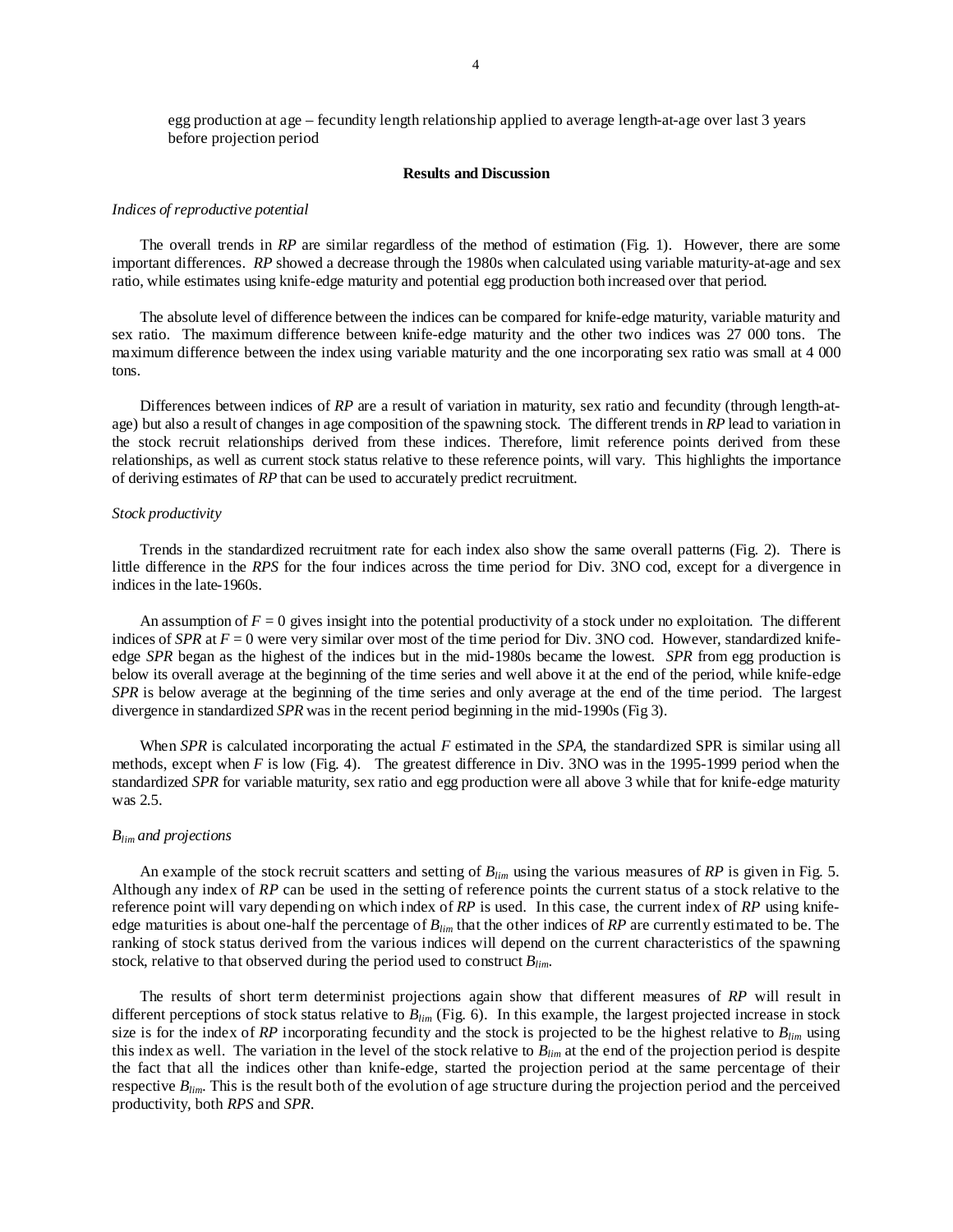egg production at age – fecundity length relationship applied to average length-at-age over last 3 years before projection period

## Results and Discussion

### *Indices of reproductive potential*

The overall trends in *RP* are similar regardless of the method of estimation (Fig. 1). However, there are some important differences. *RP* showed a decrease through the 1980s when calculated using variable maturity-at-age and sex ratio, while estimates using knife-edge maturity and potential egg production both increased over that period.

The absolute level of difference between the indices can be compared for knife-edge maturity, variable maturity and sex ratio. The maximum difference between knife-edge maturity and the other two indices was 27 000 tons. The maximum difference between the index using variable maturity and the one incorporating sex ratio was small at 4 000 tons.

Differences between indices of *RP* are a result of variation in maturity, sex ratio and fecundity (through length-at-age) but also a result of changes in age composition of the spawning stock. The different trends in *RP* lead to variation in the stock recruit relationships derived from these indices. Therefore, limit reference points derived from these relationships, as well as current stock status relative to these reference points, will vary. This highlights the importance of deriving estimates of *RP* that can be used to accurately predict recruitment.

### *Stock productivity*

Trends in the standardized recruitment rate for each index also show the same overall patterns (Fig. 2). There is little difference in the *RPS* for the four indices across the time period for Div. 3NO cod, except for a divergence in indices in the late-1960s.

An assumption of $F = 0$ gives insight into the potential productivity of a stock under no exploitation. The different indices of *SPR* at $F = 0$ were very similar over most of the time period for Div. 3NO cod. However, standardized knife-edge *SPR* began as the highest of the indices but in the mid-1980s became the lowest. *SPR* from egg production is below its overall average at the beginning of the time series and well above it at the end of the period, while knife-edge *SPR* is below average at the beginning of the time series and only average at the end of the time period. The largest divergence in standardized *SPR* was in the recent period beginning in the mid-1990s (Fig 3).

When *SPR* is calculated incorporating the actual *F* estimated in the *SPA*, the standardized SPR is similar using all methods, except when *F* is low (Fig. 4). The greatest difference in Div. 3NO was in the 1995-1999 period when the standardized *SPR* for variable maturity, sex ratio and egg production were all above 3 while that for knife-edge maturity was 2.5.

### $B_{lim}$ *and projections*

An example of the stock recruit scatters and setting of $B_{lim}$ using the various measures of *RP* is given in Fig. 5. Although any index of *RP* can be used in the setting of reference points the current status of a stock relative to the reference point will vary depending on which index of *RP* is used. In this case, the current index of *RP* using knife-edge maturities is about one-half the percentage of $B_{lim}$ that the other indices of *RP* are currently estimated to be. The ranking of stock status derived from the various indices will depend on the current characteristics of the spawning stock, relative to that observed during the period used to construct $B_{lim}$.

The results of short term determinist projections again show that different measures of *RP* will result in different perceptions of stock status relative to $B_{lim}$ (Fig. 6). In this example, the largest projected increase in stock size is for the index of *RP* incorporating fecundity and the stock is projected to be the highest relative to $B_{lim}$ using this index as well. The variation in the level of the stock relative to $B_{lim}$ at the end of the projection period is despite the fact that all the indices other than knife-edge, started the projection period at the same percentage of their respective $B_{lim}$. This is the result both of the evolution of age structure during the projection period and the perceived productivity, both *RPS* and *SPR*.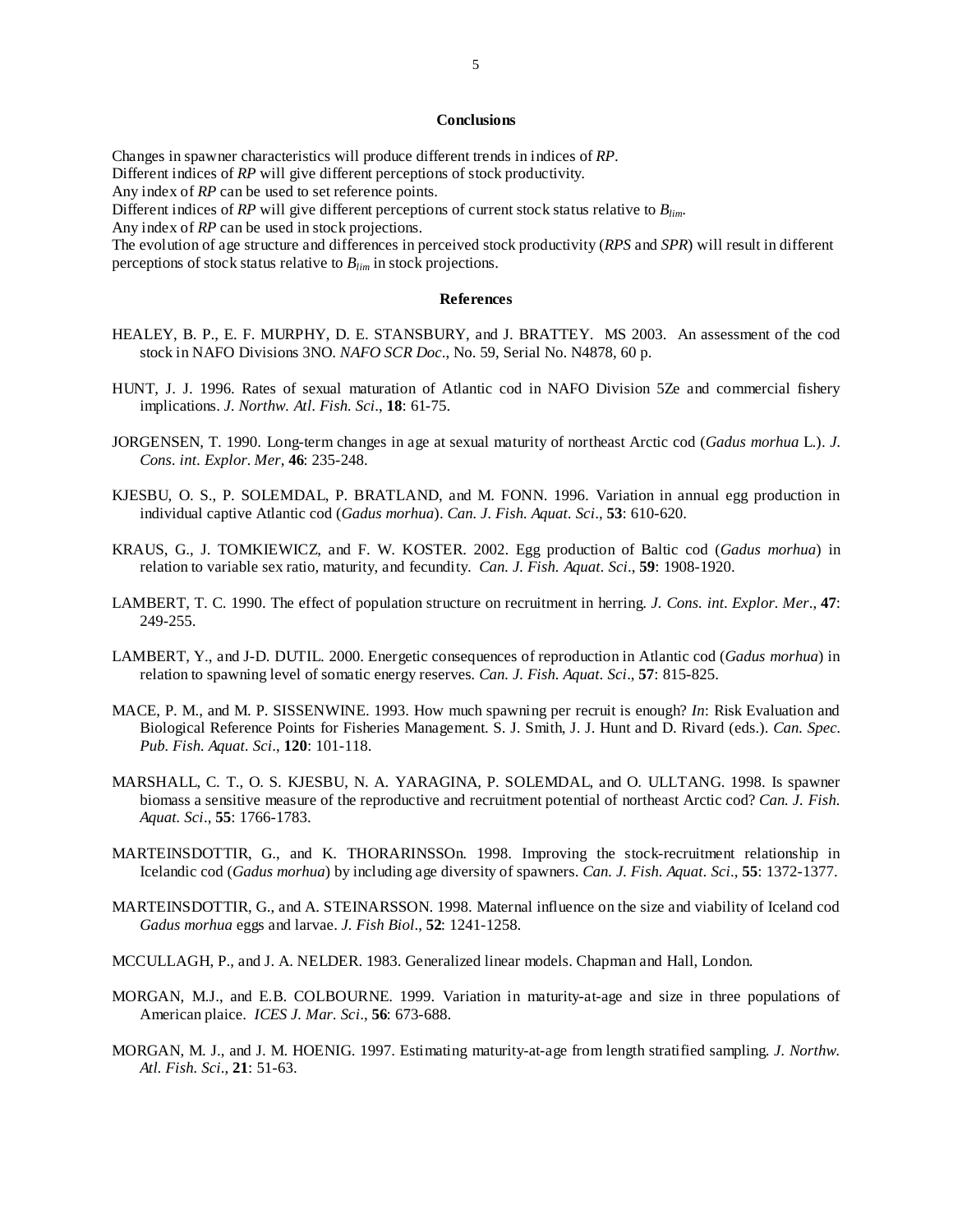## Conclusions

Changes in spawner characteristics will produce different trends in indices of *RP*.
Different indices of *RP* will give different perceptions of stock productivity.
Any index of *RP* can be used to set reference points.
Different indices of *RP* will give different perceptions of current stock status relative to $B_{lim}$.
Any index of *RP* can be used in stock projections.
The evolution of age structure and differences in perceived stock productivity (*RPS* and *SPR*) will result in different perceptions of stock status relative to $B_{lim}$ in stock projections.

## References

HEALEY, B. P., E. F. MURPHY, D. E. STANSBURY, and J. BRATTEY. MS 2003. An assessment of the cod stock in NAFO Divisions 3NO. *NAFO SCR Doc*., No. 59, Serial No. N4878, 60 p.

HUNT, J. J. 1996. Rates of sexual maturation of Atlantic cod in NAFO Division 5Ze and commercial fishery implications. *J. Northw. Atl. Fish. Sci*., **18**: 61-75.

JORGENSEN, T. 1990. Long-term changes in age at sexual maturity of northeast Arctic cod (*Gadus morhua* L.). *J. Cons. int. Explor. Mer*, **46**: 235-248.

KJESBU, O. S., P. SOLEMDAL, P. BRATLAND, and M. FONN. 1996. Variation in annual egg production in individual captive Atlantic cod (*Gadus morhua*). *Can. J. Fish. Aquat. Sci*., **53**: 610-620.

KRAUS, G., J. TOMKIEWICZ, and F. W. KOSTER. 2002. Egg production of Baltic cod (*Gadus morhua*) in relation to variable sex ratio, maturity, and fecundity. *Can. J. Fish. Aquat. Sci*., **59**: 1908-1920.

LAMBERT, T. C. 1990. The effect of population structure on recruitment in herring. *J. Cons. int. Explor. Mer*., **47**: 249-255.

LAMBERT, Y., and J-D. DUTIL. 2000. Energetic consequences of reproduction in Atlantic cod (*Gadus morhua*) in relation to spawning level of somatic energy reserves. *Can. J. Fish. Aquat. Sci*., **57**: 815-825.

MACE, P. M., and M. P. SISSENWINE. 1993. How much spawning per recruit is enough? *In*: Risk Evaluation and Biological Reference Points for Fisheries Management. S. J. Smith, J. J. Hunt and D. Rivard (eds.). *Can. Spec. Pub. Fish. Aquat. Sci*., **120**: 101-118.

MARSHALL, C. T., O. S. KJESBU, N. A. YARAGINA, P. SOLEMDAL, and O. ULLTANG. 1998. Is spawner biomass a sensitive measure of the reproductive and recruitment potential of northeast Arctic cod? *Can. J. Fish. Aquat. Sci*., **55**: 1766-1783.

MARTEINSDOTTIR, G., and K. THORARINSSOn. 1998. Improving the stock-recruitment relationship in Icelandic cod (*Gadus morhua*) by including age diversity of spawners. *Can. J. Fish. Aquat. Sci*., **55**: 1372-1377.

MARTEINSDOTTIR, G., and A. STEINARSSON. 1998. Maternal influence on the size and viability of Iceland cod *Gadus morhua* eggs and larvae. *J. Fish Biol*., **52**: 1241-1258.

MCCULLAGH, P., and J. A. NELDER. 1983. Generalized linear models. Chapman and Hall, London.

MORGAN, M.J., and E.B. COLBOURNE. 1999. Variation in maturity-at-age and size in three populations of American plaice. *ICES J. Mar. Sci*., **56**: 673-688.

MORGAN, M. J., and J. M. HOENIG. 1997. Estimating maturity-at-age from length stratified sampling. *J. Northw. Atl. Fish. Sci*., **21**: 51-63.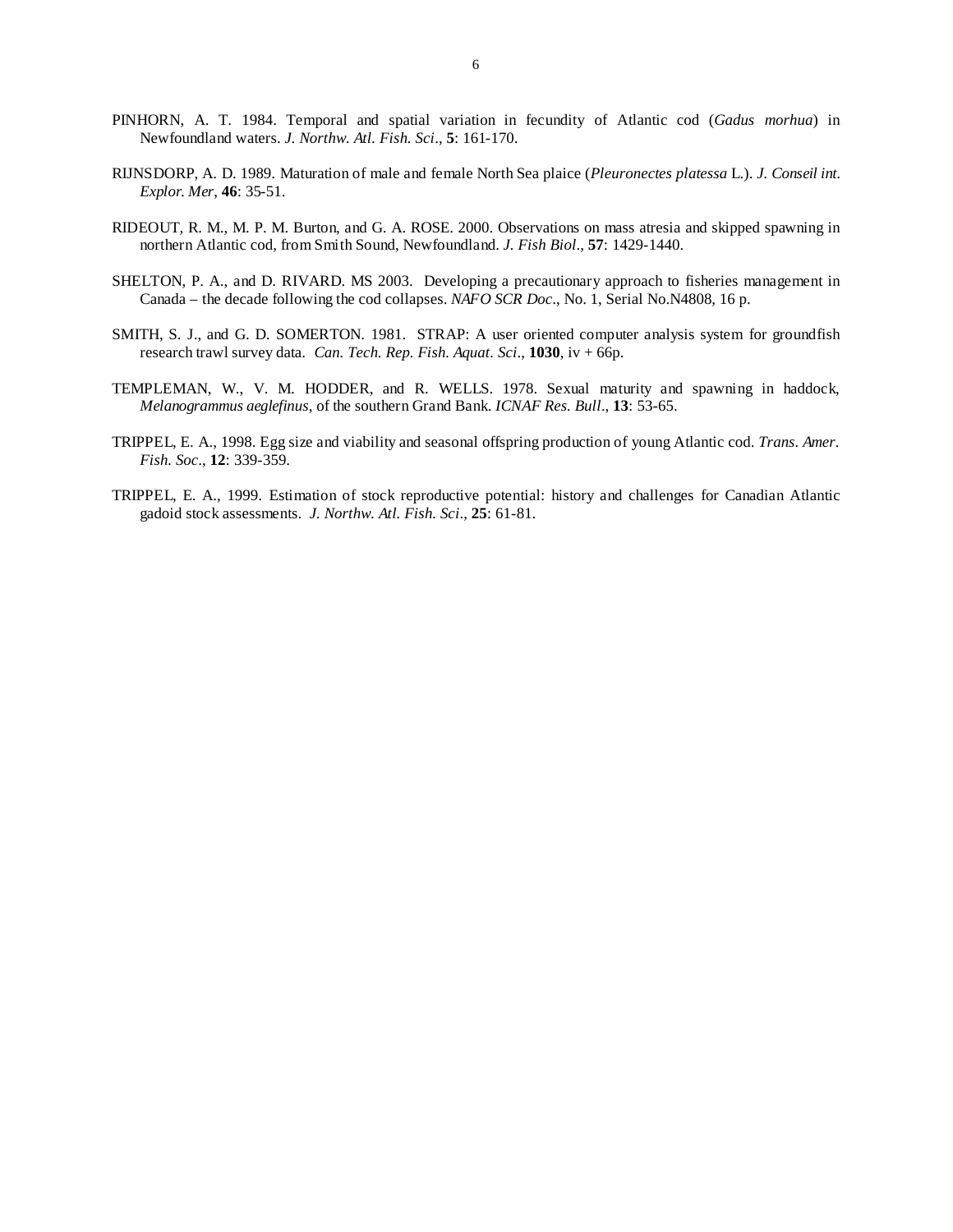PINHORN, A. T. 1984. Temporal and spatial variation in fecundity of Atlantic cod (*Gadus morhua*) in Newfoundland waters. *J. Northw. Atl. Fish. Sci*., **5**: 161-170.

RIJNSDORP, A. D. 1989. Maturation of male and female North Sea plaice (*Pleuronectes platessa* L.). *J. Conseil int. Explor. Mer*, **46**: 35-51.

RIDEOUT, R. M., M. P. M. Burton, and G. A. ROSE. 2000. Observations on mass atresia and skipped spawning in northern Atlantic cod, from Smith Sound, Newfoundland. *J. Fish Biol*., **57**: 1429-1440.

SHELTON, P. A., and D. RIVARD. MS 2003. Developing a precautionary approach to fisheries management in Canada – the decade following the cod collapses. *NAFO SCR Doc*., No. 1, Serial No.N4808, 16 p.

SMITH, S. J., and G. D. SOMERTON. 1981. STRAP: A user oriented computer analysis system for groundfish research trawl survey data. *Can. Tech. Rep. Fish. Aquat. Sci*., **1030**, iv + 66p.

TEMPLEMAN, W., V. M. HODDER, and R. WELLS. 1978. Sexual maturity and spawning in haddock, *Melanogrammus aeglefinus*, of the southern Grand Bank. *ICNAF Res. Bull*., **13**: 53-65.

TRIPPEL, E. A., 1998. Egg size and viability and seasonal offspring production of young Atlantic cod. *Trans. Amer. Fish. Soc*., **12**: 339-359.

TRIPPEL, E. A., 1999. Estimation of stock reproductive potential: history and challenges for Canadian Atlantic gadoid stock assessments. *J. Northw. Atl. Fish. Sci*., **25**: 61-81.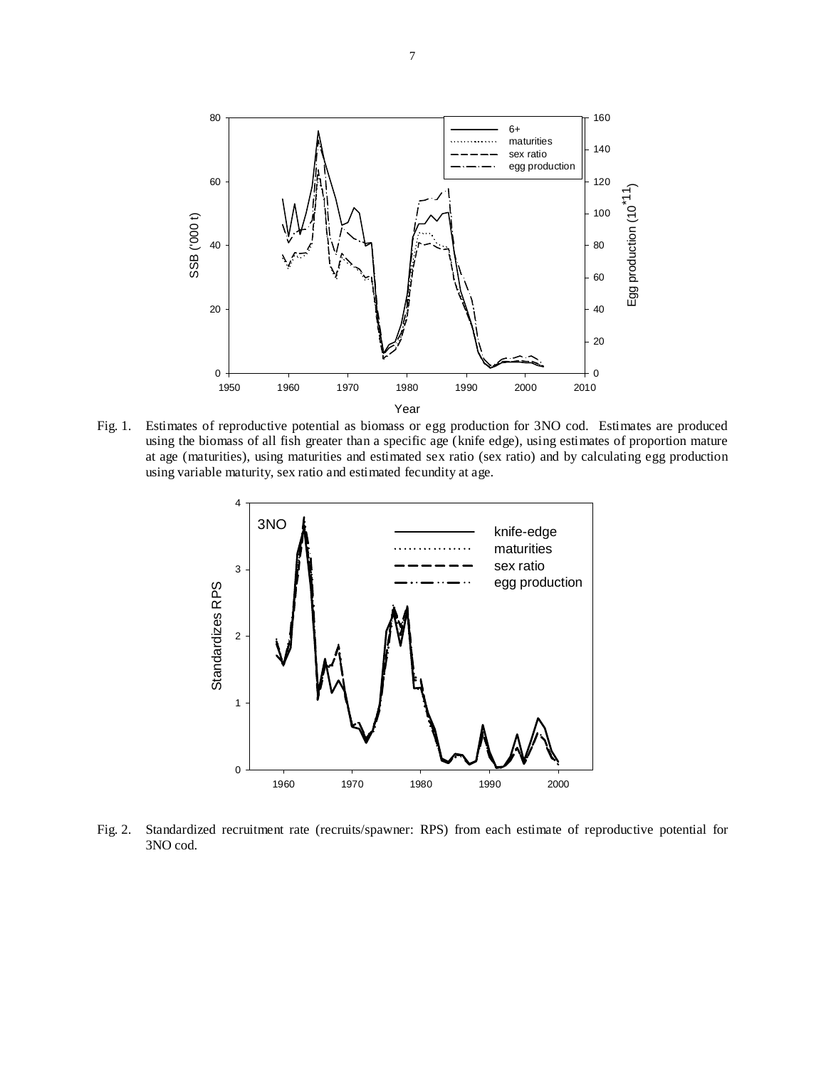Fig. 1. Estimates of reproductive potential as biomass or egg production for 3NO cod. Estimates are produced using the biomass of all fish greater than a specific age (knife edge), using estimates of proportion mature at age (maturities), using maturities and estimated sex ratio (sex ratio) and by calculating egg production using variable maturity, sex ratio and estimated fecundity at age.

Fig. 2. Standardized recruitment rate (recruits/spawner: RPS) from each estimate of reproductive potential for 3NO cod.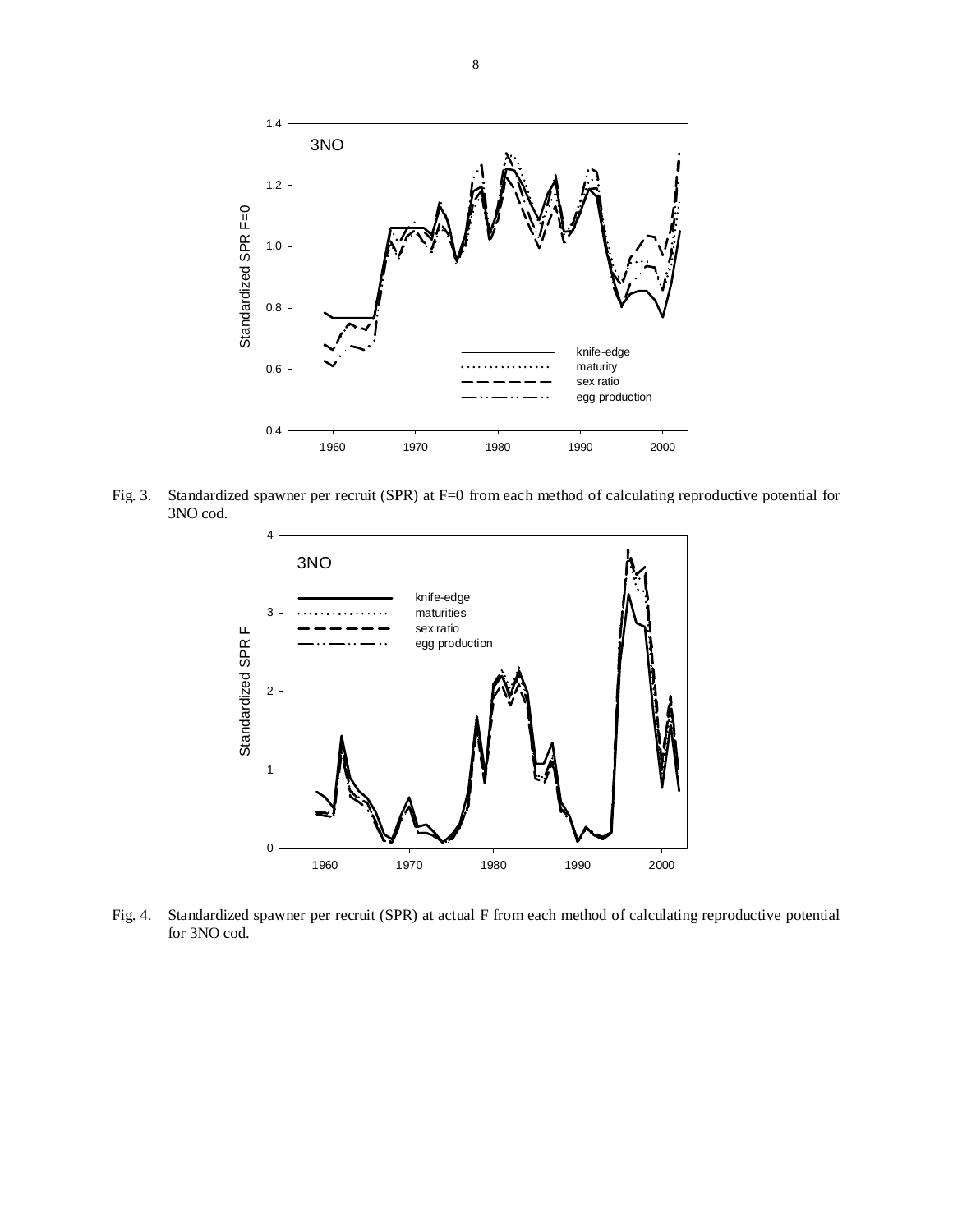Fig. 3. Standardized spawner per recruit (SPR) at F=0 from each method of calculating reproductive potential for 3NO cod.

Fig. 4. Standardized spawner per recruit (SPR) at actual F from each method of calculating reproductive potential for 3NO cod.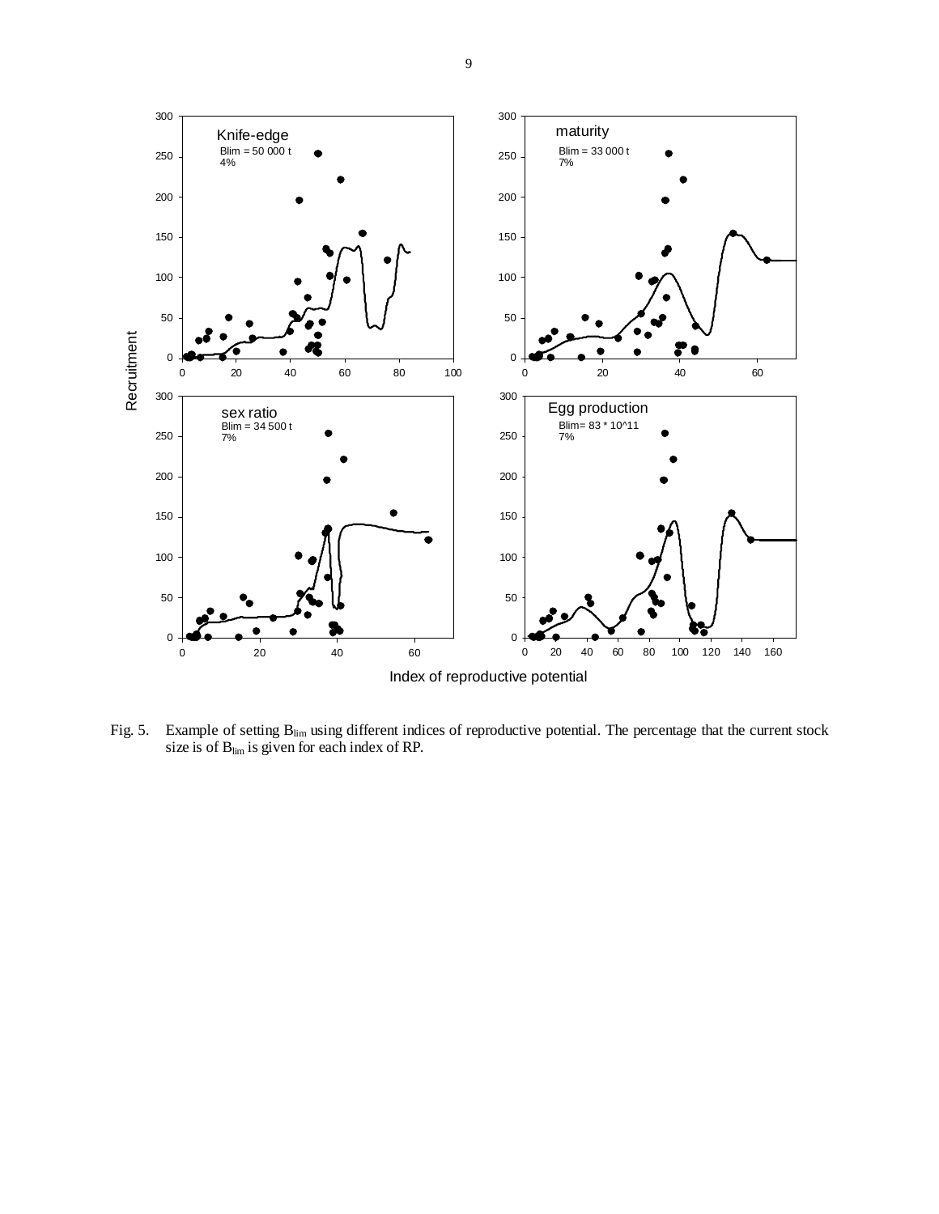Fig. 5. Example of setting $B_{lim}$ using different indices of reproductive potential. The percentage that the current stock size is of $B_{lim}$ is given for each index of RP.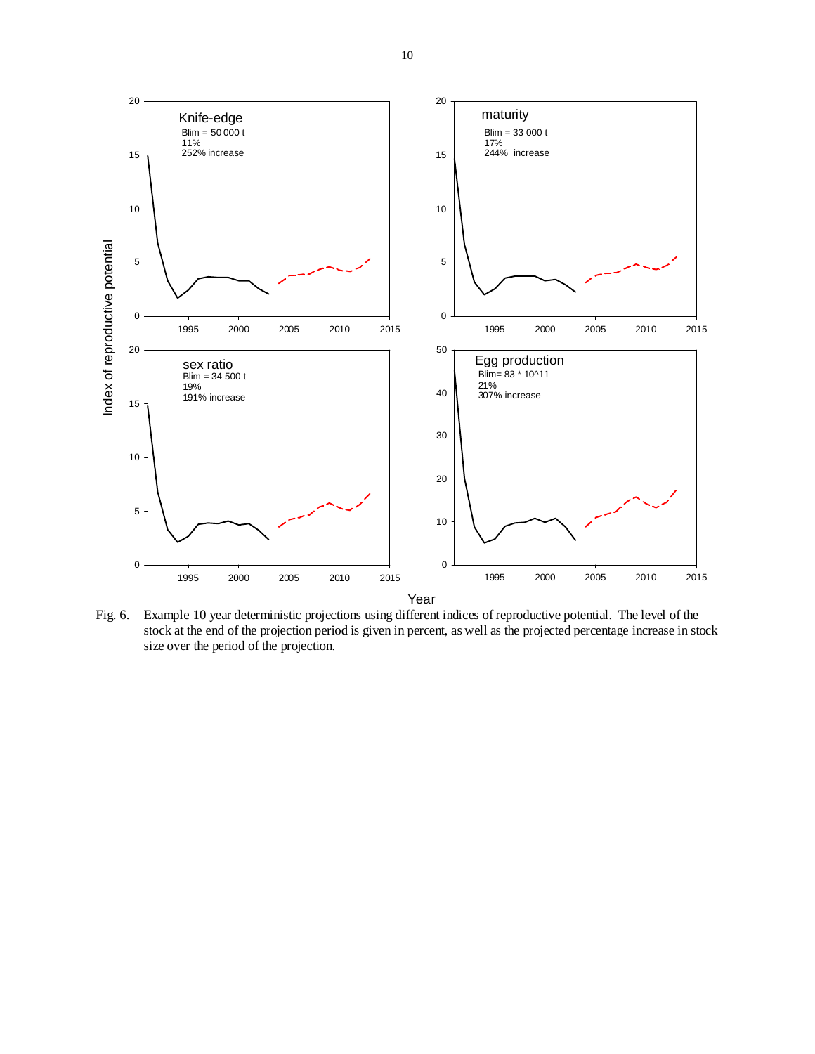Index of reproductive potential

Knife-edge
Blim = 50 000 t
11%
252% increase

maturity
Blim = 33 000 t
17%
244% increase

sex ratio
Blim = 34 500 t
19%
191% increase

Egg production
Blim= 83 * 10^11
21%
307% increase

Year

Fig. 6. Example 10 year deterministic projections using different indices of reproductive potential. The level of the stock at the end of the projection period is given in percent, as well as the projected percentage increase in stock size over the period of the projection.